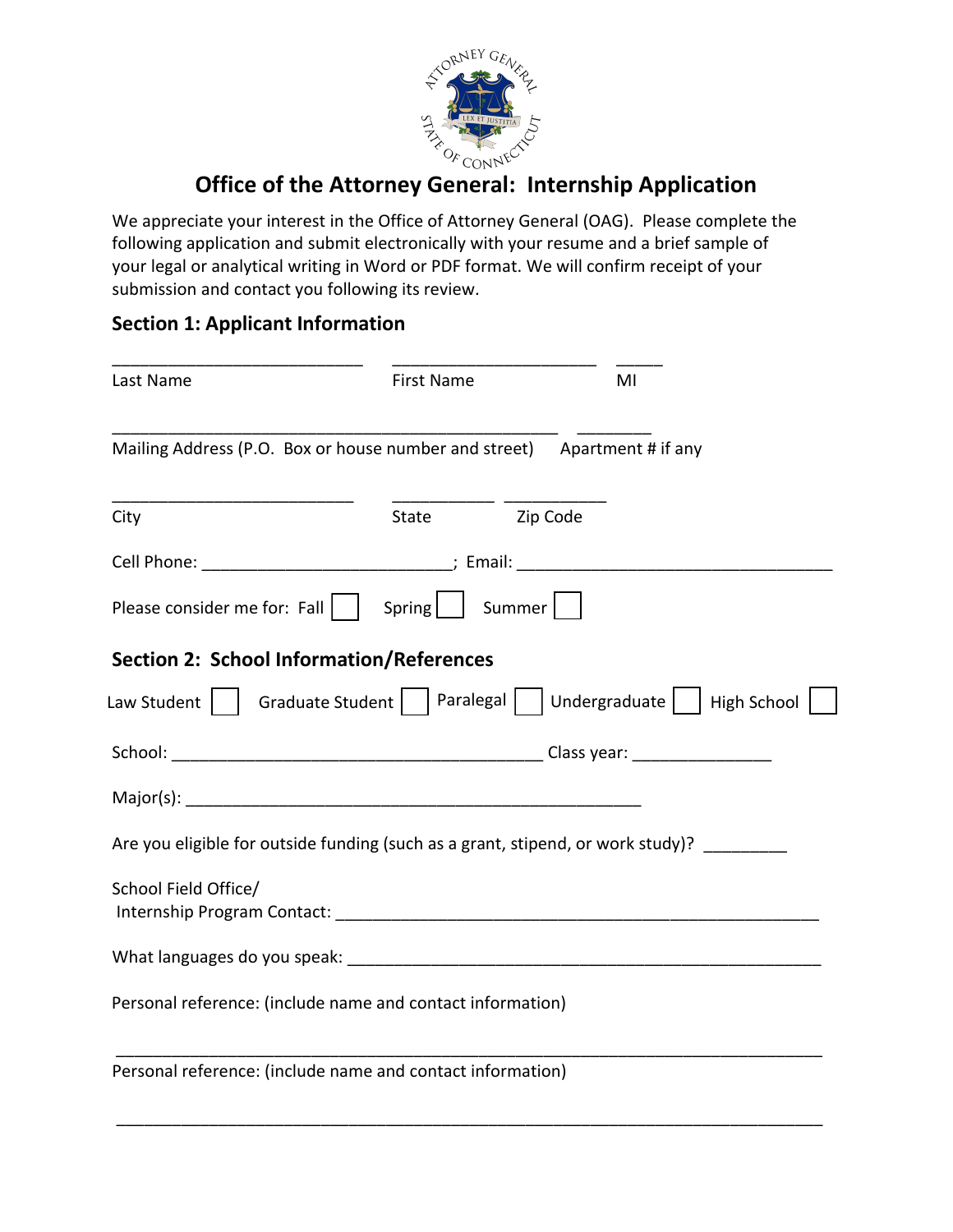# Office of the Attorney General: Internship Application

We appreciate your interest in the Office of Attorney General (OAG). Please complete the following application and submit electronically with your resume and a brief sample of your legal or analytical writing in Word or PDF format. We will confirm receipt of your submission and contact you following its review.

## Section 1: Applicant Information

\_\_\_\_\_\_\_\_\_\_\_\_\_\_\_\_\_\_\_\_\_\_\_\_\_\_\_\_ \_\_\_\_\_\_\_\_\_\_\_\_\_\_\_\_\_\_\_\_\_\_\_\_\_ \_\_\_\_\_

Last Name First Name MI

\_\_\_\_\_\_\_\_\_\_\_\_\_\_\_\_\_\_\_\_\_\_\_\_\_\_\_\_\_\_\_\_\_\_\_\_\_\_\_\_\_\_\_\_\_\_\_\_\_\_\_\_ \_\_\_\_\_\_\_\_

Mailing Address (P.O. Box or house number and street) Apartment # if any

\_\_\_\_\_\_\_\_\_\_\_\_\_\_\_\_\_\_\_\_\_\_\_\_\_\_\_\_ \_\_\_\_\_\_\_\_\_\_\_\_ \_\_\_\_\_\_\_\_\_\_\_\_

City State Zip Code

Cell Phone: \_\_\_\_\_\_\_\_\_\_\_\_\_\_\_\_\_\_\_\_\_\_\_\_\_\_\_\_; Email: \_\_\_\_\_\_\_\_\_\_\_\_\_\_\_\_\_\_\_\_\_\_\_\_\_\_\_\_\_\_\_\_\_\_\_\_\_\_

Please consider me for: Fall ☐ Spring ☐ Summer ☐

## Section 2: School Information/References

Law Student ☐ Graduate Student ☐ Paralegal ☐ Undergraduate ☐ High School ☐

School: \_\_\_\_\_\_\_\_\_\_\_\_\_\_\_\_\_\_\_\_\_\_\_\_\_\_\_\_\_\_\_\_\_\_\_\_\_\_\_\_\_\_\_\_ Class year: \_\_\_\_\_\_\_\_\_\_\_\_\_\_\_\_

Major(s): \_\_\_\_\_\_\_\_\_\_\_\_\_\_\_\_\_\_\_\_\_\_\_\_\_\_\_\_\_\_\_\_\_\_\_\_\_\_\_\_\_\_\_\_\_\_\_\_\_\_\_\_

Are you eligible for outside funding (such as a grant, stipend, or work study)? \_\_\_\_\_\_\_\_\_

School Field Office/
Internship Program Contact: \_\_\_\_\_\_\_\_\_\_\_\_\_\_\_\_\_\_\_\_\_\_\_\_\_\_\_\_\_\_\_\_\_\_\_\_\_\_\_\_\_\_\_\_\_\_\_\_\_\_\_\_\_\_\_\_

What languages do you speak: \_\_\_\_\_\_\_\_\_\_\_\_\_\_\_\_\_\_\_\_\_\_\_\_\_\_\_\_\_\_\_\_\_\_\_\_\_\_\_\_\_\_\_\_\_\_\_\_\_\_\_\_\_\_\_\_

Personal reference: (include name and contact information)

\_\_\_\_\_\_\_\_\_\_\_\_\_\_\_\_\_\_\_\_\_\_\_\_\_\_\_\_\_\_\_\_\_\_\_\_\_\_\_\_\_\_\_\_\_\_\_\_\_\_\_\_\_\_\_\_\_\_\_\_\_\_\_\_\_\_\_\_\_\_\_\_\_\_\_\_\_\_\_\_\_

Personal reference: (include name and contact information)

\_\_\_\_\_\_\_\_\_\_\_\_\_\_\_\_\_\_\_\_\_\_\_\_\_\_\_\_\_\_\_\_\_\_\_\_\_\_\_\_\_\_\_\_\_\_\_\_\_\_\_\_\_\_\_\_\_\_\_\_\_\_\_\_\_\_\_\_\_\_\_\_\_\_\_\_\_\_\_\_\_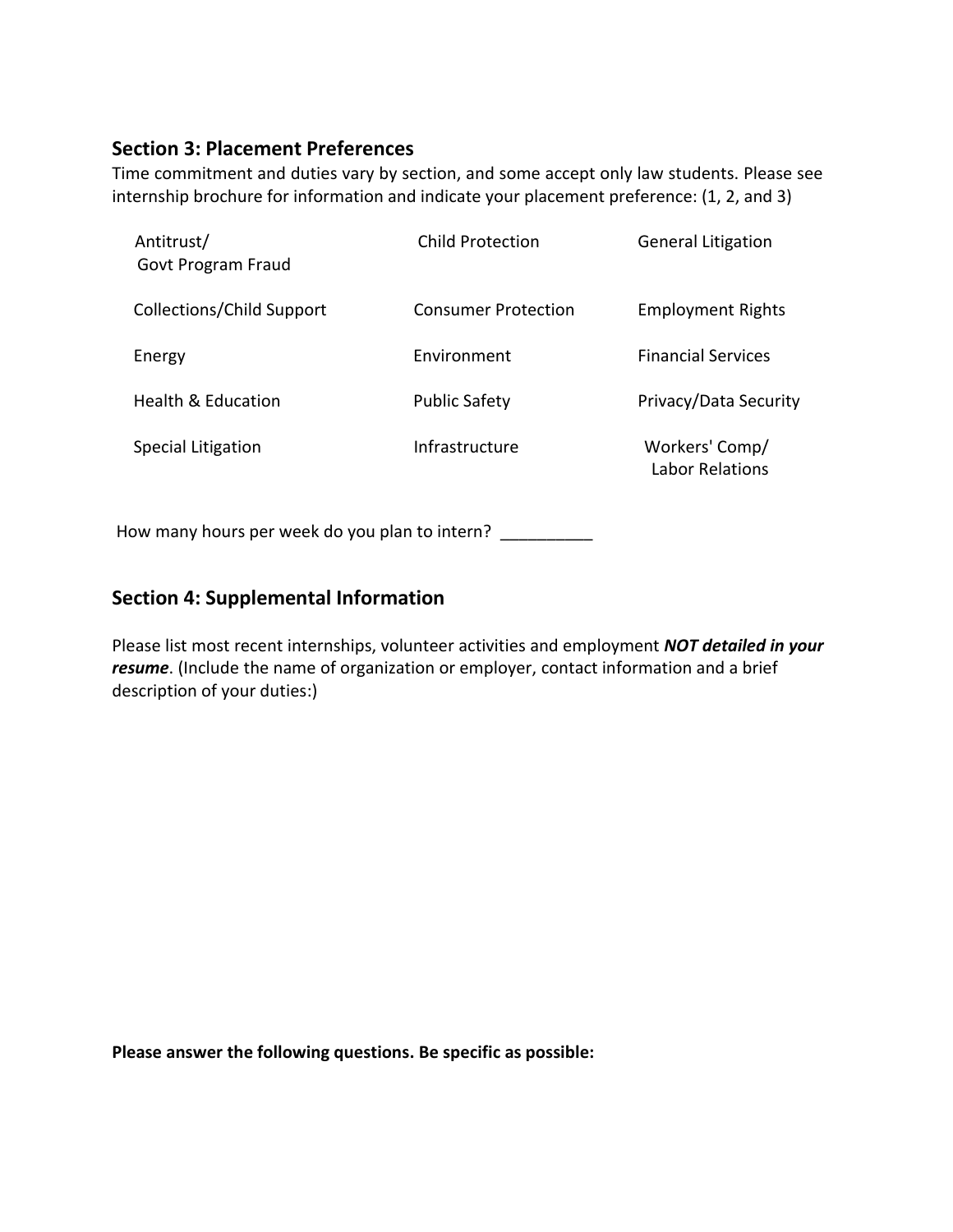## Section 3: Placement Preferences

Time commitment and duties vary by section, and some accept only law students. Please see internship brochure for information and indicate your placement preference: (1, 2, and 3)

| | | |
|---|---|---|
| Antitrust/ Govt Program Fraud | Child Protection | General Litigation |
| Collections/Child Support | Consumer Protection | Employment Rights |
| Energy | Environment | Financial Services |
| Health & Education | Public Safety | Privacy/Data Security |
| Special Litigation | Infrastructure | Workers' Comp/ Labor Relations |

How many hours per week do you plan to intern? __________

## Section 4: Supplemental Information

Please list most recent internships, volunteer activities and employment ***NOT detailed in your resume***. (Include the name of organization or employer, contact information and a brief description of your duties:)

**Please answer the following questions. Be specific as possible:**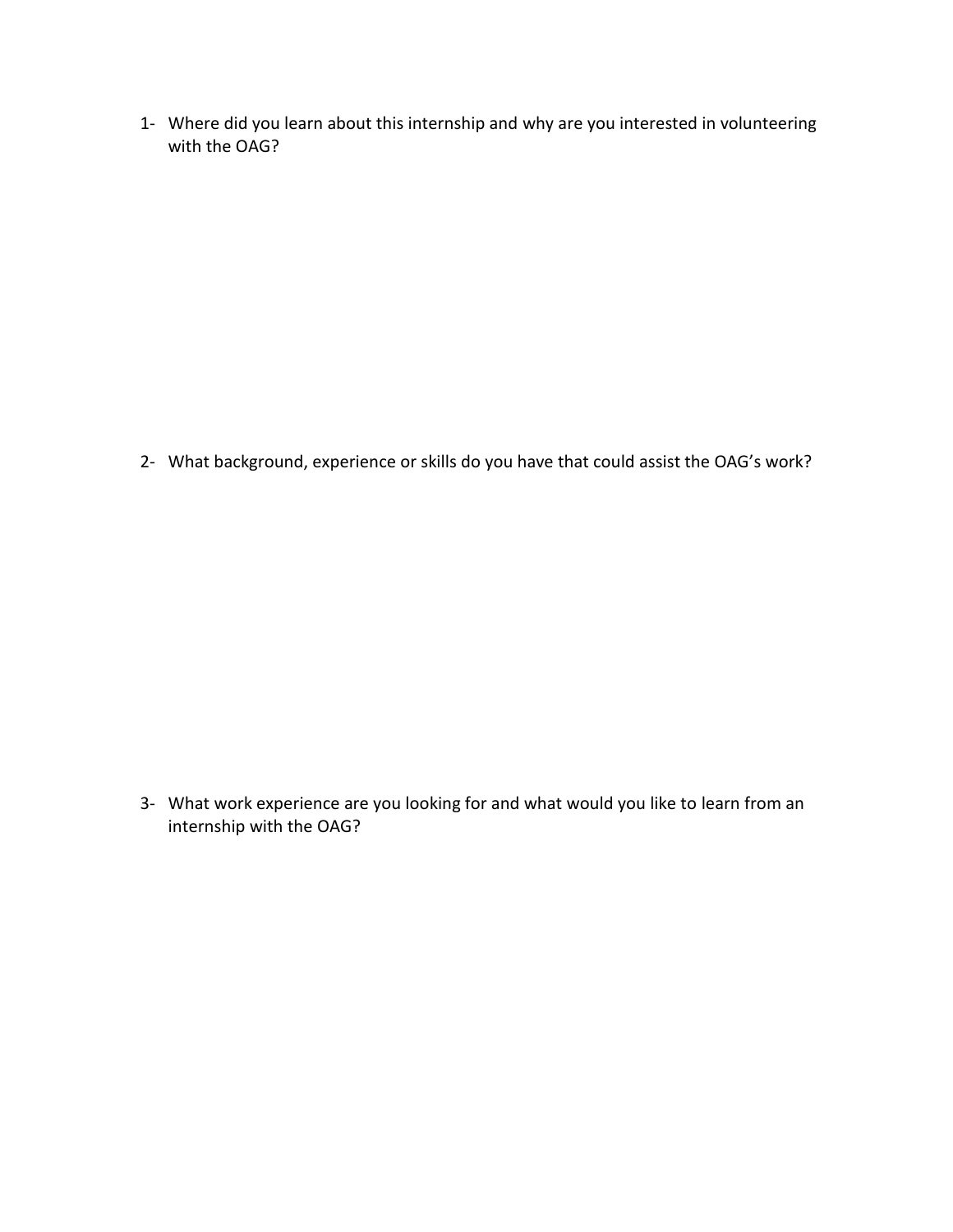1- Where did you learn about this internship and why are you interested in volunteering with the OAG?

2- What background, experience or skills do you have that could assist the OAG's work?

3- What work experience are you looking for and what would you like to learn from an internship with the OAG?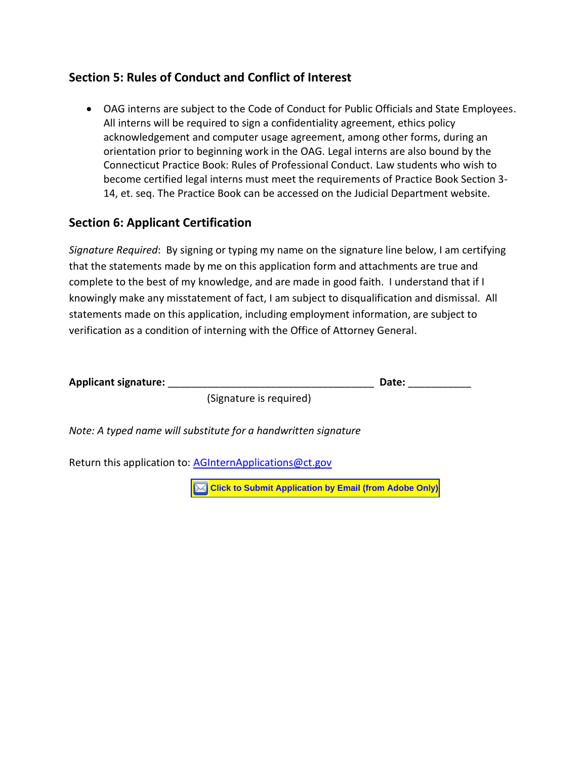## Section 5: Rules of Conduct and Conflict of Interest

- OAG interns are subject to the Code of Conduct for Public Officials and State Employees. All interns will be required to sign a confidentiality agreement, ethics policy acknowledgement and computer usage agreement, among other forms, during an orientation prior to beginning work in the OAG. Legal interns are also bound by the Connecticut Practice Book: Rules of Professional Conduct. Law students who wish to become certified legal interns must meet the requirements of Practice Book Section 3-14, et. seq. The Practice Book can be accessed on the Judicial Department website.

## Section 6: Applicant Certification

*Signature Required*: By signing or typing my name on the signature line below, I am certifying that the statements made by me on this application form and attachments are true and complete to the best of my knowledge, and are made in good faith. I understand that if I knowingly make any misstatement of fact, I am subject to disqualification and dismissal. All statements made on this application, including employment information, are subject to verification as a condition of interning with the Office of Attorney General.

**Applicant signature:** ____________________________________ **Date:** ___________

(Signature is required)

*Note: A typed name will substitute for a handwritten signature*

Return this application to: AGInternApplications@ct.gov

**Click to Submit Application by Email (from Adobe Only)**